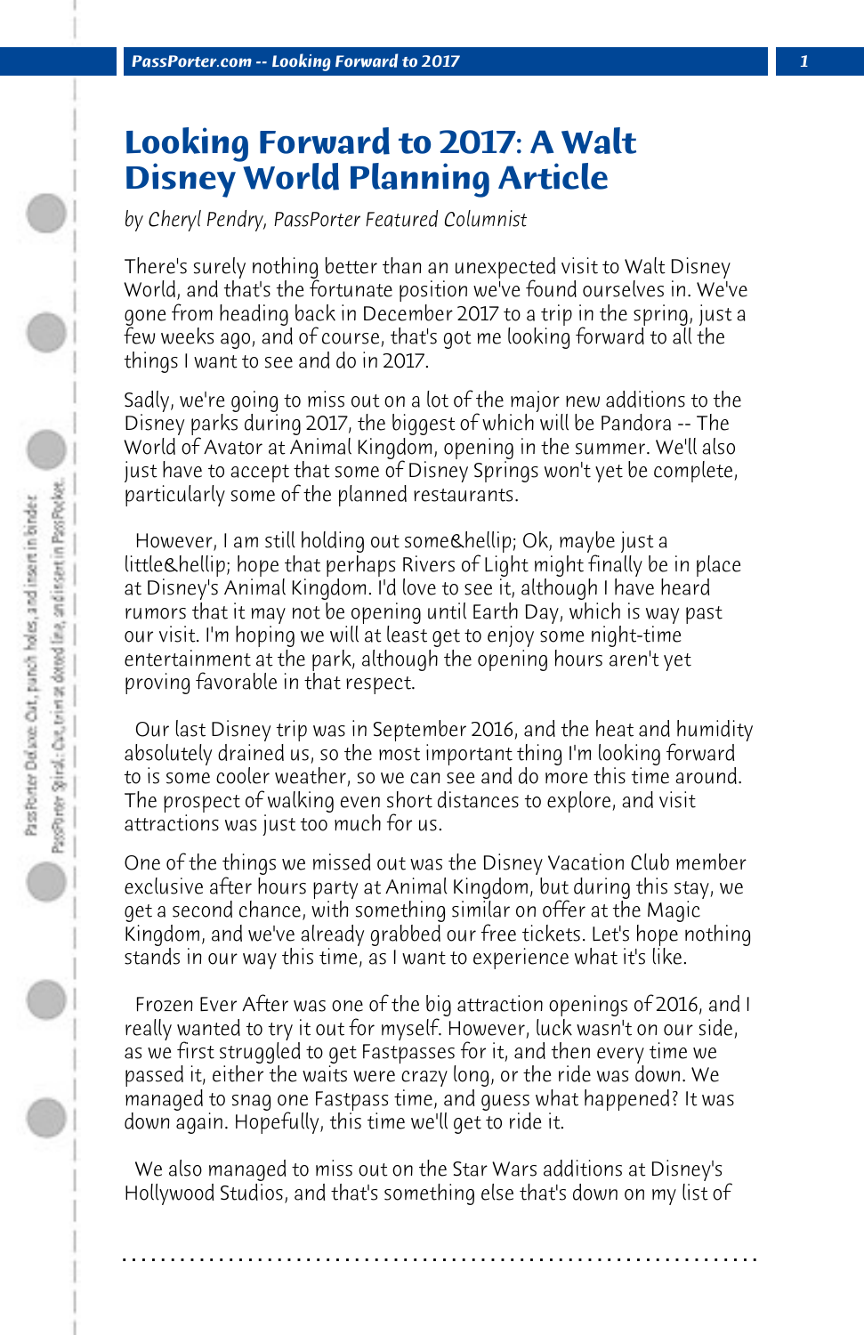# Looking Forward to 2017: A Walt Disney World Planning Article

*by Cheryl Pendry, PassPorter Featured Columnist*

There's surely nothing better than an unexpected visit to Walt Disney World, and that's the fortunate position we've found ourselves in. We've gone from heading back in December 2017 to a trip in the spring, just a few weeks ago, and of course, that's got me looking forward to all the things I want to see and do in 2017.

Sadly, we're going to miss out on a lot of the major new additions to the Disney parks during 2017, the biggest of which will be Pandora -- The World of Avator at Animal Kingdom, opening in the summer. We'll also just have to accept that some of Disney Springs won't yet be complete, particularly some of the planned restaurants.

However, I am still holding out some&hellip; Ok, maybe just a little&hellip; hope that perhaps Rivers of Light might finally be in place at Disney's Animal Kingdom. I'd love to see it, although I have heard rumors that it may not be opening until Earth Day, which is way past our visit. I'm hoping we will at least get to enjoy some night-time entertainment at the park, although the opening hours aren't yet proving favorable in that respect.

Our last Disney trip was in September 2016, and the heat and humidity absolutely drained us, so the most important thing I'm looking forward to is some cooler weather, so we can see and do more this time around. The prospect of walking even short distances to explore, and visit attractions was just too much for us.

One of the things we missed out was the Disney Vacation Club member exclusive after hours party at Animal Kingdom, but during this stay, we get a second chance, with something similar on offer at the Magic Kingdom, and we've already grabbed our free tickets. Let's hope nothing stands in our way this time, as I want to experience what it's like.

Frozen Ever After was one of the big attraction openings of 2016, and I really wanted to try it out for myself. However, luck wasn't on our side, as we first struggled to get Fastpasses for it, and then every time we passed it, either the waits were crazy long, or the ride was down. We managed to snag one Fastpass time, and guess what happened? It was down again. Hopefully, this time we'll get to ride it.

We also managed to miss out on the Star Wars additions at Disney's Hollywood Studios, and that's something else that's down on my list of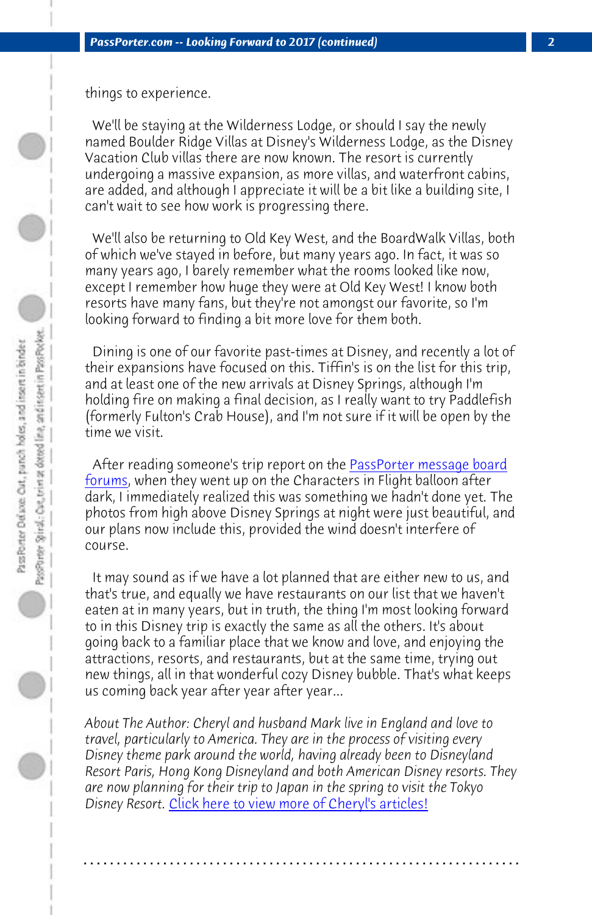things to experience.

We'll be staying at the Wilderness Lodge, or should I say the newly named Boulder Ridge Villas at Disney's Wilderness Lodge, as the Disney Vacation Club villas there are now known. The resort is currently undergoing a massive expansion, as more villas, and waterfront cabins, are added, and although I appreciate it will be a bit like a building site, I can't wait to see how work is progressing there.

We'll also be returning to Old Key West, and the BoardWalk Villas, both of which we've stayed in before, but many years ago. In fact, it was so many years ago, I barely remember what the rooms looked like now, except I remember how huge they were at Old Key West! I know both resorts have many fans, but they're not amongst our favorite, so I'm looking forward to finding a bit more love for them both.

Dining is one of our favorite past-times at Disney, and recently a lot of their expansions have focused on this. Tiffin's is on the list for this trip, and at least one of the new arrivals at Disney Springs, although I'm holding fire on making a final decision, as I really want to try Paddlefish (formerly Fulton's Crab House), and I'm not sure if it will be open by the time we visit.

After reading someone's trip report on the PassPorter message board forums, when they went up on the Characters in Flight balloon after dark, I immediately realized this was something we hadn't done yet. The photos from high above Disney Springs at night were just beautiful, and our plans now include this, provided the wind doesn't interfere of course.

It may sound as if we have a lot planned that are either new to us, and that's true, and equally we have restaurants on our list that we haven't eaten at in many years, but in truth, the thing I'm most looking forward to in this Disney trip is exactly the same as all the others. It's about going back to a familiar place that we know and love, and enjoying the attractions, resorts, and restaurants, but at the same time, trying out new things, all in that wonderful cozy Disney bubble. That's what keeps us coming back year after year after year...

*About The Author: Cheryl and husband Mark live in England and love to travel, particularly to America. They are in the process of visiting every Disney theme park around the world, having already been to Disneyland Resort Paris, Hong Kong Disneyland and both American Disney resorts. They are now planning for their trip to Japan in the spring to visit the Tokyo Disney Resort.* Click here to view more of Cheryl's articles!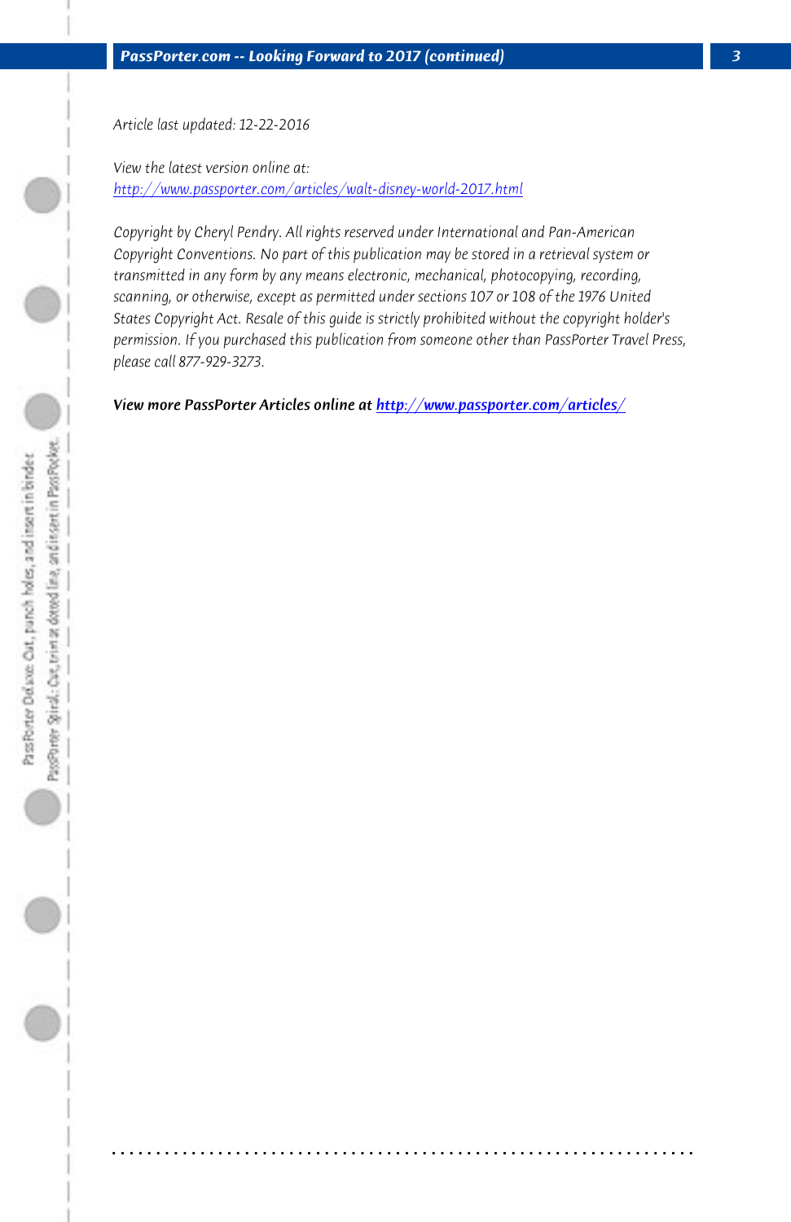*Article last updated: 12-22-2016*

*View the latest version online at:*
*http://www.passporter.com/articles/walt-disney-world-2017.html*

*Copyright by Cheryl Pendry. All rights reserved under International and Pan-American Copyright Conventions. No part of this publication may be stored in a retrieval system or transmitted in any form by any means electronic, mechanical, photocopying, recording, scanning, or otherwise, except as permitted under sections 107 or 108 of the 1976 United States Copyright Act. Resale of this guide is strictly prohibited without the copyright holder's permission. If you purchased this publication from someone other than PassPorter Travel Press, please call 877-929-3273.*

***View more PassPorter Articles online at http://www.passporter.com/articles/***